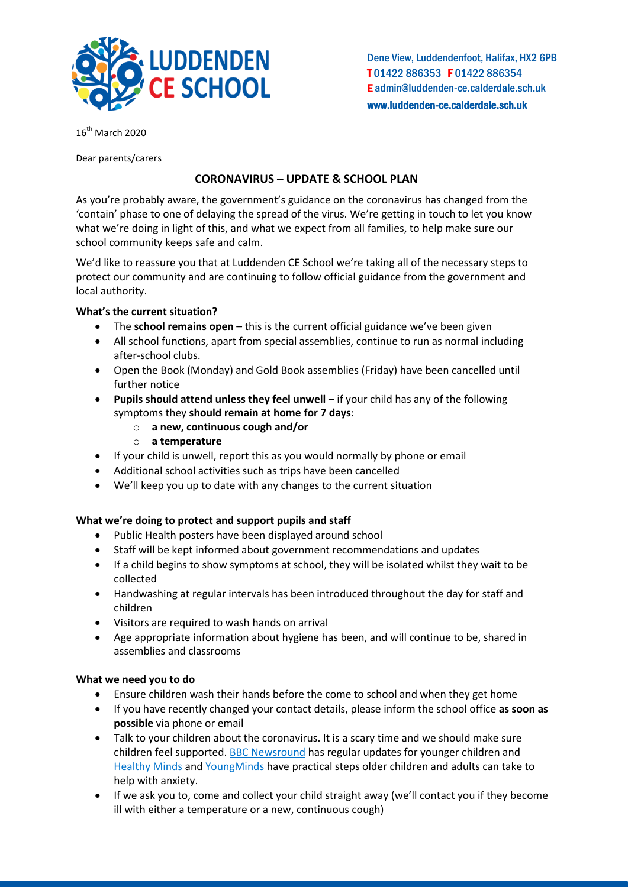**LUDDENDEN CE SCHOOL**

Dene View, Luddendenfoot, Halifax, HX2 6PB
**T** 01422 886353 **F** 01422 886354
**E** admin@luddenden-ce.calderdale.sch.uk
**www.luddenden-ce.calderdale.sch.uk**

16th March 2020

Dear parents/carers

## CORONAVIRUS – UPDATE & SCHOOL PLAN

As you're probably aware, the government's guidance on the coronavirus has changed from the 'contain' phase to one of delaying the spread of the virus. We're getting in touch to let you know what we're doing in light of this, and what we expect from all families, to help make sure our school community keeps safe and calm.

We'd like to reassure you that at Luddenden CE School we're taking all of the necessary steps to protect our community and are continuing to follow official guidance from the government and local authority.

**What's the current situation?**

- The **school remains open** – this is the current official guidance we've been given
- All school functions, apart from special assemblies, continue to run as normal including after-school clubs.
- Open the Book (Monday) and Gold Book assemblies (Friday) have been cancelled until further notice
- **Pupils should attend unless they feel unwell** – if your child has any of the following symptoms they **should remain at home for 7 days**:
  - **a new, continuous cough and/or**
  - **a temperature**
- If your child is unwell, report this as you would normally by phone or email
- Additional school activities such as trips have been cancelled
- We'll keep you up to date with any changes to the current situation

**What we're doing to protect and support pupils and staff**

- Public Health posters have been displayed around school
- Staff will be kept informed about government recommendations and updates
- If a child begins to show symptoms at school, they will be isolated whilst they wait to be collected
- Handwashing at regular intervals has been introduced throughout the day for staff and children
- Visitors are required to wash hands on arrival
- Age appropriate information about hygiene has been, and will continue to be, shared in assemblies and classrooms

**What we need you to do**

- Ensure children wash their hands before the come to school and when they get home
- If you have recently changed your contact details, please inform the school office **as soon as possible** via phone or email
- Talk to your children about the coronavirus. It is a scary time and we should make sure children feel supported. BBC Newsround has regular updates for younger children and Healthy Minds and YoungMinds have practical steps older children and adults can take to help with anxiety.
- If we ask you to, come and collect your child straight away (we'll contact you if they become ill with either a temperature or a new, continuous cough)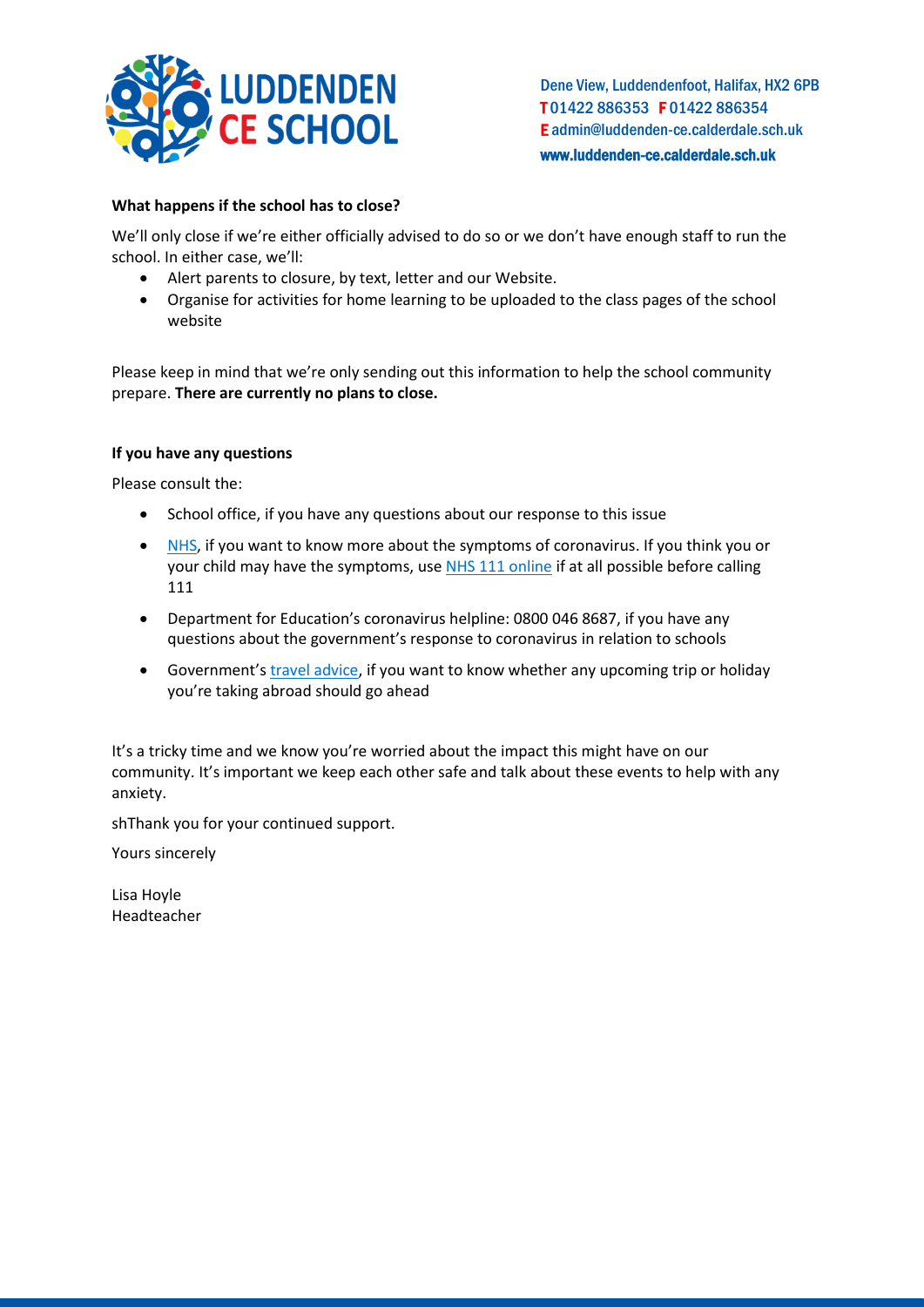**What happens if the school has to close?**

We'll only close if we're either officially advised to do so or we don't have enough staff to run the school. In either case, we'll:

- Alert parents to closure, by text, letter and our Website.
- Organise for activities for home learning to be uploaded to the class pages of the school website

Please keep in mind that we're only sending out this information to help the school community prepare. **There are currently no plans to close.**

**If you have any questions**

Please consult the:

- School office, if you have any questions about our response to this issue
- NHS, if you want to know more about the symptoms of coronavirus. If you think you or your child may have the symptoms, use NHS 111 online if at all possible before calling 111
- Department for Education's coronavirus helpline: 0800 046 8687, if you have any questions about the government's response to coronavirus in relation to schools
- Government's travel advice, if you want to know whether any upcoming trip or holiday you're taking abroad should go ahead

It's a tricky time and we know you're worried about the impact this might have on our community. It's important we keep each other safe and talk about these events to help with any anxiety.

shThank you for your continued support.

Yours sincerely

Lisa Hoyle
Headteacher